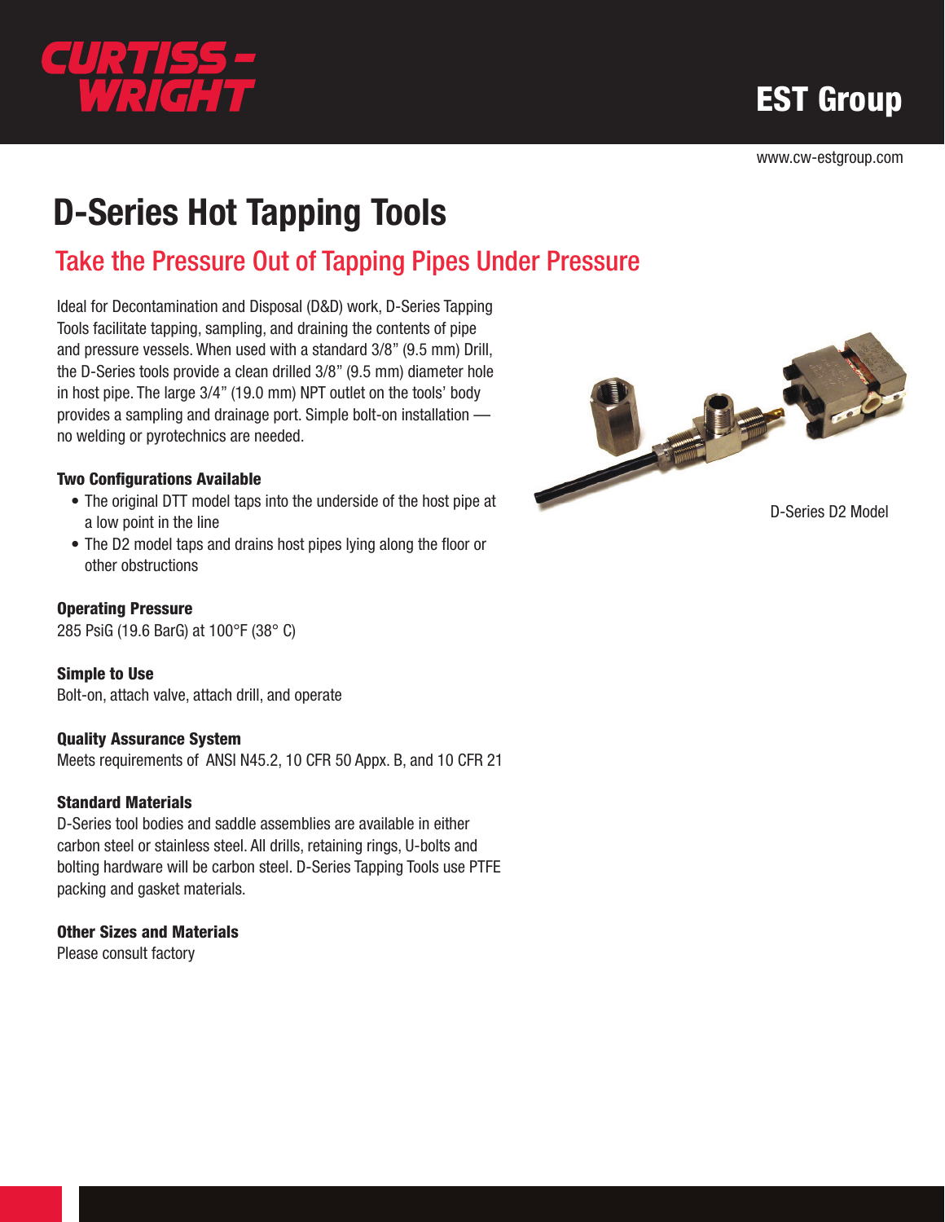CURTISS - WRIGHT

EST Group

www.cw-estgroup.com

# D-Series Hot Tapping Tools

## Take the Pressure Out of Tapping Pipes Under Pressure

Ideal for Decontamination and Disposal (D&D) work, D-Series Tapping Tools facilitate tapping, sampling, and draining the contents of pipe and pressure vessels. When used with a standard 3/8" (9.5 mm) Drill, the D-Series tools provide a clean drilled 3/8" (9.5 mm) diameter hole in host pipe. The large 3/4" (19.0 mm) NPT outlet on the tools' body provides a sampling and drainage port. Simple bolt-on installation — no welding or pyrotechnics are needed.

**Two Configurations Available**

- The original DTT model taps into the underside of the host pipe at a low point in the line
- The D2 model taps and drains host pipes lying along the floor or other obstructions

**Operating Pressure**

285 PsiG (19.6 BarG) at 100°F (38° C)

**Simple to Use**

Bolt-on, attach valve, attach drill, and operate

**Quality Assurance System**

Meets requirements of ANSI N45.2, 10 CFR 50 Appx. B, and 10 CFR 21

**Standard Materials**

D-Series tool bodies and saddle assemblies are available in either carbon steel or stainless steel. All drills, retaining rings, U-bolts and bolting hardware will be carbon steel. D-Series Tapping Tools use PTFE packing and gasket materials.

**Other Sizes and Materials**

Please consult factory

D-Series D2 Model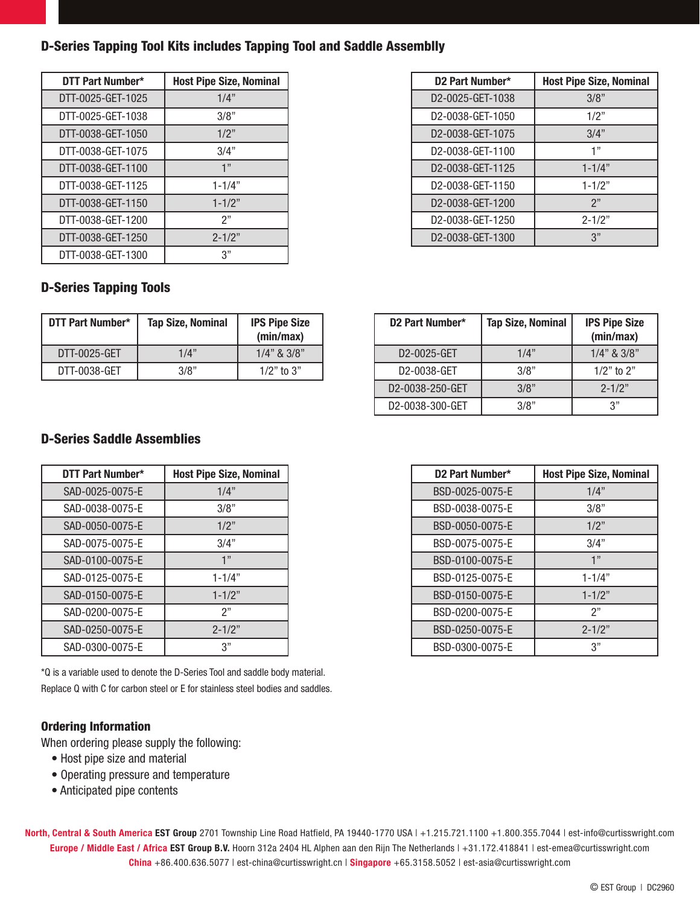## D-Series Tapping Tool Kits includes Tapping Tool and Saddle Assemblly

| DTT Part Number* | Host Pipe Size, Nominal |
|---|---|
| DTT-0025-GET-1025 | 1/4” |
| DTT-0025-GET-1038 | 3/8” |
| DTT-0038-GET-1050 | 1/2” |
| DTT-0038-GET-1075 | 3/4” |
| DTT-0038-GET-1100 | 1” |
| DTT-0038-GET-1125 | 1-1/4” |
| DTT-0038-GET-1150 | 1-1/2” |
| DTT-0038-GET-1200 | 2” |
| DTT-0038-GET-1250 | 2-1/2” |
| DTT-0038-GET-1300 | 3” |

| D2 Part Number* | Host Pipe Size, Nominal |
|---|---|
| D2-0025-GET-1038 | 3/8” |
| D2-0038-GET-1050 | 1/2” |
| D2-0038-GET-1075 | 3/4” |
| D2-0038-GET-1100 | 1” |
| D2-0038-GET-1125 | 1-1/4” |
| D2-0038-GET-1150 | 1-1/2” |
| D2-0038-GET-1200 | 2” |
| D2-0038-GET-1250 | 2-1/2” |
| D2-0038-GET-1300 | 3” |

## D-Series Tapping Tools

| DTT Part Number* | Tap Size, Nominal | IPS Pipe Size (min/max) |
|---|---|---|
| DTT-0025-GET | 1/4” | 1/4” & 3/8” |
| DTT-0038-GET | 3/8” | 1/2” to 3” |

| D2 Part Number* | Tap Size, Nominal | IPS Pipe Size (min/max) |
|---|---|---|
| D2-0025-GET | 1/4” | 1/4” & 3/8” |
| D2-0038-GET | 3/8” | 1/2” to 2” |
| D2-0038-250-GET | 3/8” | 2-1/2” |
| D2-0038-300-GET | 3/8” | 3” |

## D-Series Saddle Assemblies

| DTT Part Number* | Host Pipe Size, Nominal |
|---|---|
| SAD-0025-0075-E | 1/4” |
| SAD-0038-0075-E | 3/8” |
| SAD-0050-0075-E | 1/2” |
| SAD-0075-0075-E | 3/4” |
| SAD-0100-0075-E | 1” |
| SAD-0125-0075-E | 1-1/4” |
| SAD-0150-0075-E | 1-1/2” |
| SAD-0200-0075-E | 2” |
| SAD-0250-0075-E | 2-1/2” |
| SAD-0300-0075-E | 3” |

| D2 Part Number* | Host Pipe Size, Nominal |
|---|---|
| BSD-0025-0075-E | 1/4” |
| BSD-0038-0075-E | 3/8” |
| BSD-0050-0075-E | 1/2” |
| BSD-0075-0075-E | 3/4” |
| BSD-0100-0075-E | 1” |
| BSD-0125-0075-E | 1-1/4” |
| BSD-0150-0075-E | 1-1/2” |
| BSD-0200-0075-E | 2” |
| BSD-0250-0075-E | 2-1/2” |
| BSD-0300-0075-E | 3” |

*Q is a variable used to denote the D-Series Tool and saddle body material.
Replace Q with C for carbon steel or E for stainless steel bodies and saddles.

## Ordering Information

When ordering please supply the following:

- Host pipe size and material
- Operating pressure and temperature
- Anticipated pipe contents

**North, Central & South America** **EST Group** 2701 Township Line Road Hatfield, PA 19440-1770 USA | +1.215.721.1100 +1.800.355.7044 | est-info@curtisswright.com
**Europe / Middle East / Africa** **EST Group B.V.** Hoorn 312a 2404 HL Alphen aan den Rijn The Netherlands | +31.172.418841 | est-emea@curtisswright.com
**China** +86.400.636.5077 | est-china@curtisswright.cn | **Singapore** +65.3158.5052 | est-asia@curtisswright.com

© EST Group | DC2960